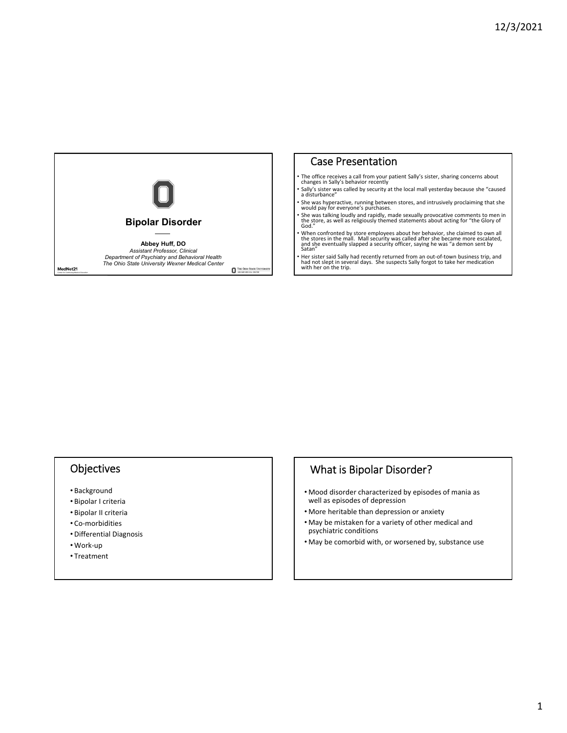# Bipolar Disorder

**Abbey Huff, DO**
*Assistant Professor, Clinical*
*Department of Psychiatry and Behavioral Health*
*The Ohio State University Wexner Medical Center*

MedNet21

## Case Presentation

- The office receives a call from your patient Sally's sister, sharing concerns about changes in Sally's behavior recently
- Sally's sister was called by security at the local mall yesterday because she "caused a disturbance"
- She was hyperactive, running between stores, and intrusively proclaiming that she would pay for everyone's purchases.
- She was talking loudly and rapidly, made sexually provocative comments to men in the store, as well as religiously themed statements about acting for "the Glory of God."
- When confronted by store employees about her behavior, she claimed to own all the stores in the mall. Mall security was called after she became more escalated, and she eventually slapped a security officer, saying he was "a demon sent by Satan"
- Her sister said Sally had recently returned from an out-of-town business trip, and had not slept in several days. She suspects Sally forgot to take her medication with her on the trip.

## Objectives

- Background
- Bipolar I criteria
- Bipolar II criteria
- Co-morbidities
- Differential Diagnosis
- Work-up
- Treatment

## What is Bipolar Disorder?

- Mood disorder characterized by episodes of mania as well as episodes of depression
- More heritable than depression or anxiety
- May be mistaken for a variety of other medical and psychiatric conditions
- May be comorbid with, or worsened by, substance use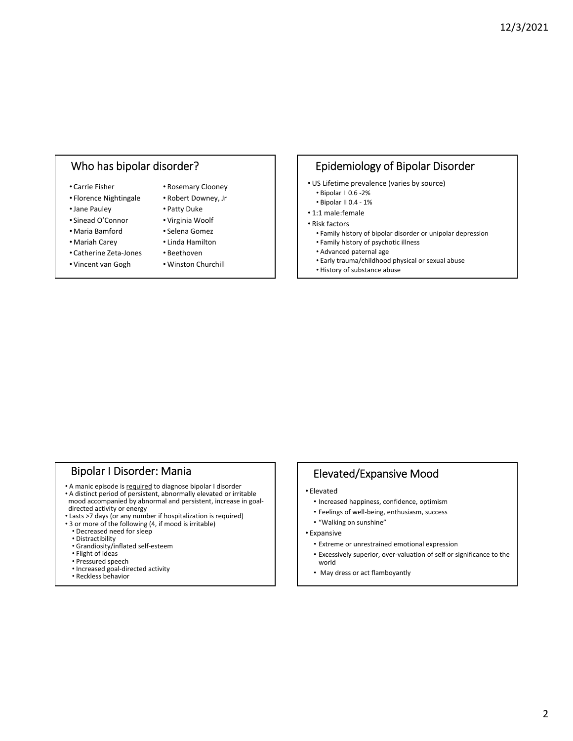## Who has bipolar disorder?

- Carrie Fisher
- Florence Nightingale
- Jane Pauley
- Sinead O'Connor
- Maria Bamford
- Mariah Carey
- Catherine Zeta-Jones
- Vincent van Gogh
- Rosemary Clooney
- Robert Downey, Jr
- Patty Duke
- Virginia Woolf
- Selena Gomez
- Linda Hamilton
- Beethoven
- Winston Churchill

## Epidemiology of Bipolar Disorder

- US Lifetime prevalence (varies by source)
  - Bipolar I 0.6 -2%
  - Bipolar II 0.4 - 1%
- 1:1 male:female
- Risk factors
  - Family history of bipolar disorder or unipolar depression
  - Family history of psychotic illness
  - Advanced paternal age
  - Early trauma/childhood physical or sexual abuse
  - History of substance abuse

## Bipolar I Disorder: Mania

- A manic episode is <u>required</u> to diagnose bipolar I disorder
- A distinct period of persistent, abnormally elevated or irritable mood accompanied by abnormal and persistent, increase in goal-directed activity or energy
- Lasts >7 days (or any number if hospitalization is required)
- 3 or more of the following (4, if mood is irritable)
  - Decreased need for sleep
  - Distractibility
  - Grandiosity/inflated self-esteem
  - Flight of ideas
  - Pressured speech
  - Increased goal-directed activity
  - Reckless behavior

## Elevated/Expansive Mood

- Elevated
  - Increased happiness, confidence, optimism
  - Feelings of well-being, enthusiasm, success
  - "Walking on sunshine"
- Expansive
  - Extreme or unrestrained emotional expression
  - Excessively superior, over-valuation of self or significance to the world
  - May dress or act flamboyantly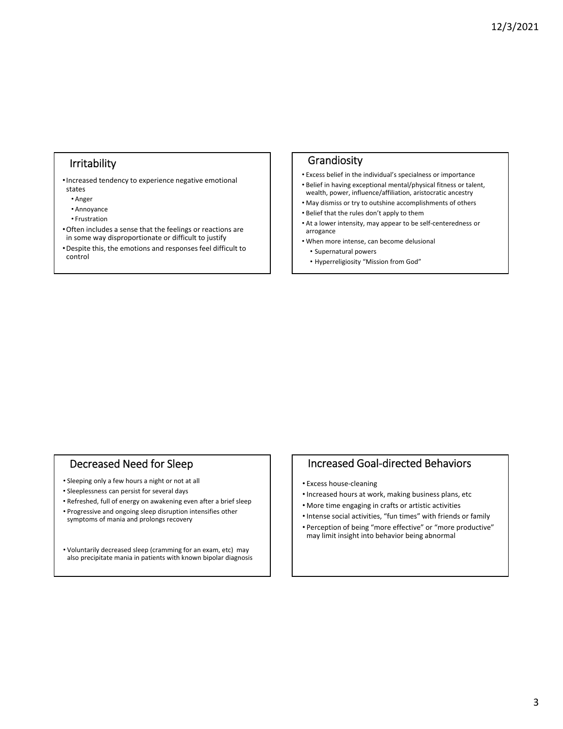## Irritability

- Increased tendency to experience negative emotional states
  - Anger
  - Annoyance
  - Frustration
- Often includes a sense that the feelings or reactions are in some way disproportionate or difficult to justify
- Despite this, the emotions and responses feel difficult to control

## Grandiosity

- Excess belief in the individual's specialness or importance
- Belief in having exceptional mental/physical fitness or talent, wealth, power, influence/affiliation, aristocratic ancestry
- May dismiss or try to outshine accomplishments of others
- Belief that the rules don't apply to them
- At a lower intensity, may appear to be self-centeredness or arrogance
- When more intense, can become delusional
  - Supernatural powers
  - Hyperreligiosity "Mission from God"

## Decreased Need for Sleep

- Sleeping only a few hours a night or not at all
- Sleeplessness can persist for several days
- Refreshed, full of energy on awakening even after a brief sleep
- Progressive and ongoing sleep disruption intensifies other symptoms of mania and prolongs recovery
- Voluntarily decreased sleep (cramming for an exam, etc) may also precipitate mania in patients with known bipolar diagnosis

## Increased Goal-directed Behaviors

- Excess house-cleaning
- Increased hours at work, making business plans, etc
- More time engaging in crafts or artistic activities
- Intense social activities, "fun times" with friends or family
- Perception of being "more effective" or "more productive" may limit insight into behavior being abnormal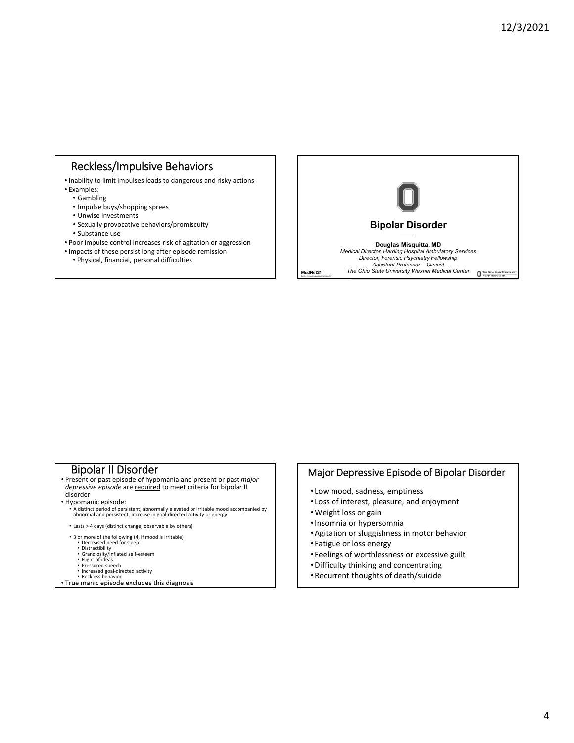## Reckless/Impulsive Behaviors

- Inability to limit impulses leads to dangerous and risky actions
- Examples:
  - Gambling
  - Impulse buys/shopping sprees
  - Unwise investments
  - Sexually provocative behaviors/promiscuity
  - Substance use
- Poor impulse control increases risk of agitation or aggression
- Impacts of these persist long after episode remission
  - Physical, financial, personal difficulties

## Bipolar Disorder

**Douglas Misquitta, MD**
*Medical Director, Harding Hospital Ambulatory Services*
*Director, Forensic Psychiatry Fellowship*
*Assistant Professor – Clinical*
*The Ohio State University Wexner Medical Center*

MedNet21

## Bipolar II Disorder

- Present or past episode of hypomania and present or past *major depressive episode* are required to meet criteria for bipolar II disorder
- Hypomanic episode:
  - A distinct period of persistent, abnormally elevated or irritable mood accompanied by abnormal and persistent, increase in goal-directed activity or energy
  - Lasts > 4 days (distinct change, observable by others)
  - 3 or more of the following (4, if mood is irritable)
    - Decreased need for sleep
    - Distractibility
    - Grandiosity/inflated self-esteem
    - Flight of ideas
    - Pressured speech
    - Increased goal-directed activity
    - Reckless behavior
- True manic episode excludes this diagnosis

## Major Depressive Episode of Bipolar Disorder

- Low mood, sadness, emptiness
- Loss of interest, pleasure, and enjoyment
- Weight loss or gain
- Insomnia or hypersomnia
- Agitation or sluggishness in motor behavior
- Fatigue or loss energy
- Feelings of worthlessness or excessive guilt
- Difficulty thinking and concentrating
- Recurrent thoughts of death/suicide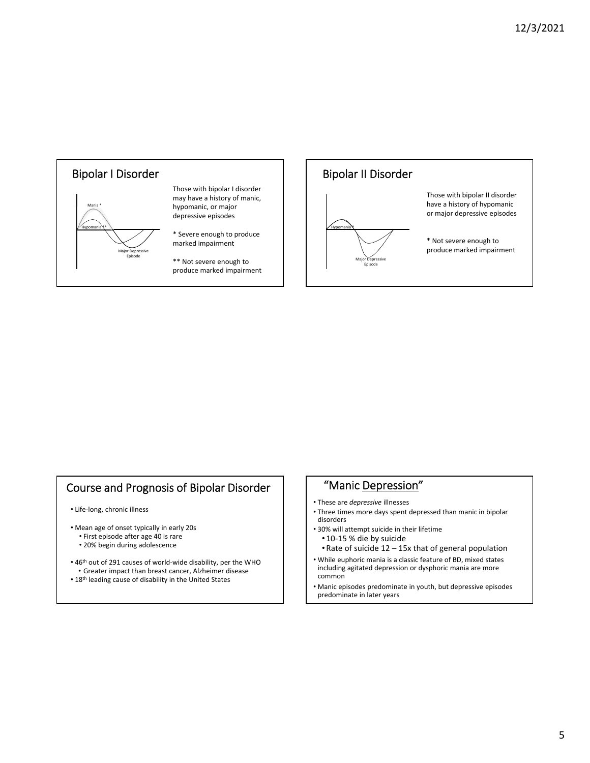## Bipolar I Disorder

Mania *

Hypomania **

Major Depressive Episode

Those with bipolar I disorder may have a history of manic, hypomanic, or major depressive episodes

* Severe enough to produce marked impairment

** Not severe enough to produce marked impairment

## Bipolar II Disorder

Hypomania *

Major Depressive Episode

Those with bipolar II disorder have a history of hypomanic or major depressive episodes

* Not severe enough to produce marked impairment

## Course and Prognosis of Bipolar Disorder

- Life-long, chronic illness
- Mean age of onset typically in early 20s
  - First episode after age 40 is rare
  - 20% begin during adolescence
- 46th out of 291 causes of world-wide disability, per the WHO
  - Greater impact than breast cancer, Alzheimer disease
- 18th leading cause of disability in the United States

## "Manic Depression"

- These are *depressive* illnesses
- Three times more days spent depressed than manic in bipolar disorders
- 30% will attempt suicide in their lifetime
  - 10-15 % die by suicide
  - Rate of suicide 12 – 15x that of general population
- While euphoric mania is a classic feature of BD, mixed states including agitated depression or dysphoric mania are more common
- Manic episodes predominate in youth, but depressive episodes predominate in later years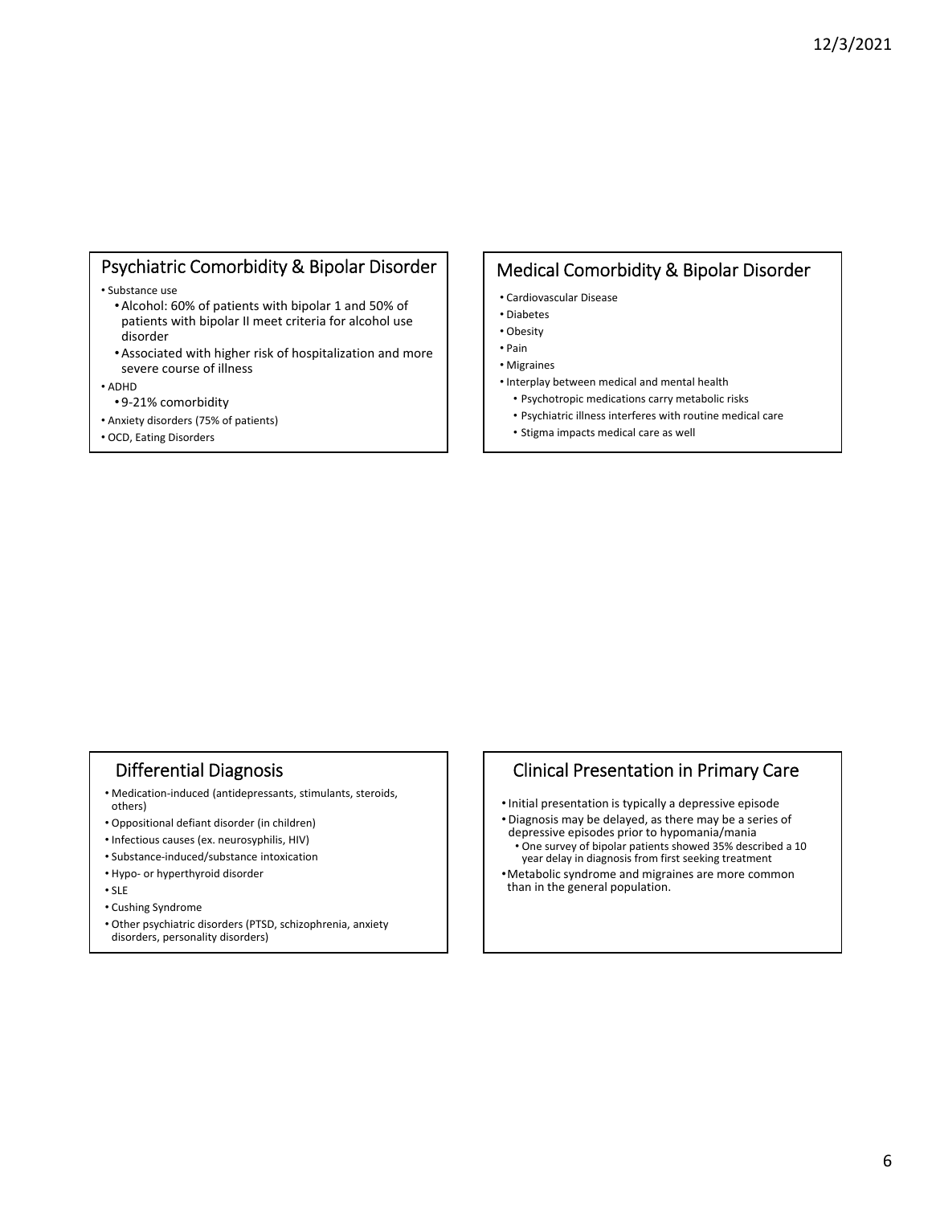## Psychiatric Comorbidity & Bipolar Disorder

- Substance use
  - Alcohol: 60% of patients with bipolar 1 and 50% of patients with bipolar II meet criteria for alcohol use disorder
  - Associated with higher risk of hospitalization and more severe course of illness
- ADHD
  - 9-21% comorbidity
- Anxiety disorders (75% of patients)
- OCD, Eating Disorders

## Medical Comorbidity & Bipolar Disorder

- Cardiovascular Disease
- Diabetes
- Obesity
- Pain
- Migraines
- Interplay between medical and mental health
  - Psychotropic medications carry metabolic risks
  - Psychiatric illness interferes with routine medical care
  - Stigma impacts medical care as well

## Differential Diagnosis

- Medication-induced (antidepressants, stimulants, steroids, others)
- Oppositional defiant disorder (in children)
- Infectious causes (ex. neurosyphilis, HIV)
- Substance-induced/substance intoxication
- Hypo- or hyperthyroid disorder
- SLE
- Cushing Syndrome
- Other psychiatric disorders (PTSD, schizophrenia, anxiety disorders, personality disorders)

## Clinical Presentation in Primary Care

- Initial presentation is typically a depressive episode
- Diagnosis may be delayed, as there may be a series of depressive episodes prior to hypomania/mania
  - One survey of bipolar patients showed 35% described a 10 year delay in diagnosis from first seeking treatment
- Metabolic syndrome and migraines are more common than in the general population.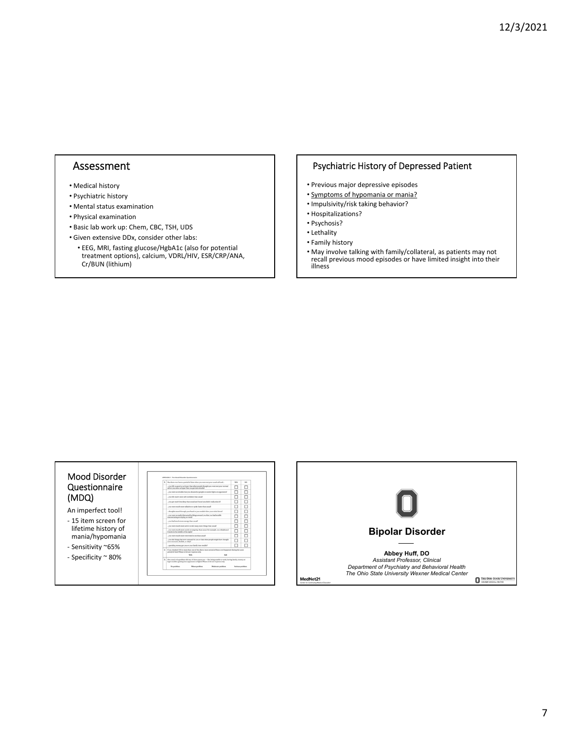## Assessment

- Medical history
- Psychiatric history
- Mental status examination
- Physical examination
- Basic lab work up: Chem, CBC, TSH, UDS
- Given extensive DDx, consider other labs:
  - EEG, MRI, fasting glucose/HgbA1c (also for potential treatment options), calcium, VDRL/HIV, ESR/CRP/ANA, Cr/BUN (lithium)

## Psychiatric History of Depressed Patient

- Previous major depressive episodes
- Symptoms of hypomania or mania?
- Impulsivity/risk taking behavior?
- Hospitalizations?
- Psychosis?
- Lethality
- Family history
- May involve talking with family/collateral, as patients may not recall previous mood episodes or have limited insight into their illness

## Mood Disorder Questionnaire (MDQ)

An imperfect tool!

- 15 item screen for lifetime history of mania/hypomania
- Sensitivity ~65%
- Specificity ~ 80%

## Bipolar Disorder

**Abbey Huff, DO**
*Assistant Professor, Clinical*
*Department of Psychiatry and Behavioral Health*
*The Ohio State University Wexner Medical Center*

MedNet21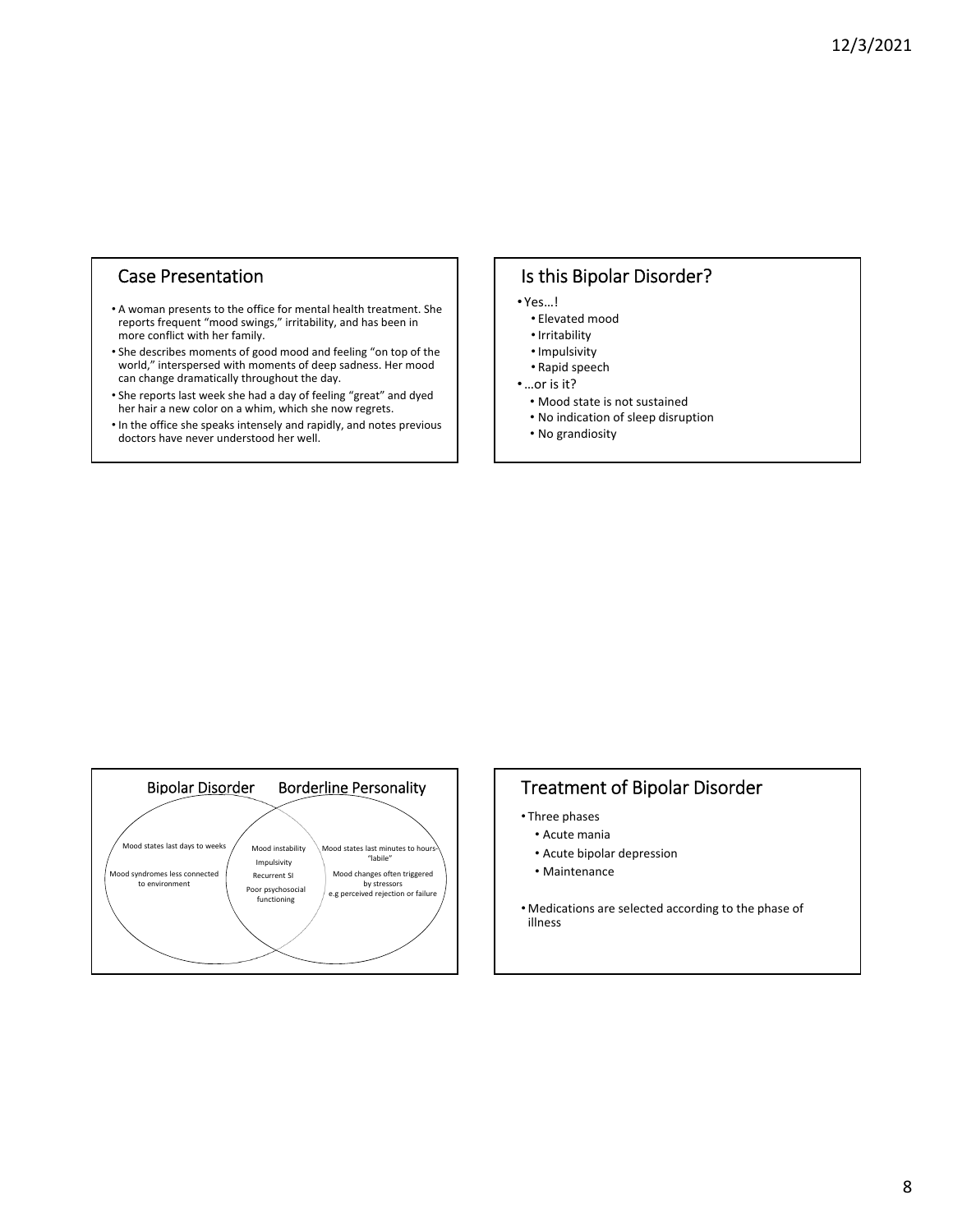## Case Presentation

- A woman presents to the office for mental health treatment. She reports frequent "mood swings," irritability, and has been in more conflict with her family.
- She describes moments of good mood and feeling "on top of the world," interspersed with moments of deep sadness. Her mood can change dramatically throughout the day.
- She reports last week she had a day of feeling "great" and dyed her hair a new color on a whim, which she now regrets.
- In the office she speaks intensely and rapidly, and notes previous doctors have never understood her well.

## Is this Bipolar Disorder?

- Yes…!
  - Elevated mood
  - Irritability
  - Impulsivity
  - Rapid speech
- …or is it?
  - Mood state is not sustained
  - No indication of sleep disruption
  - No grandiosity

## Bipolar Disorder / Borderline Personality

| Bipolar Disorder | Both | Borderline Personality |
| --- | --- | --- |
| Mood states last days to weeks | Mood instability | Mood states last minutes to hours- "labile" |
| Mood syndromes less connected to environment | Impulsivity | Mood changes often triggered by stressors e.g perceived rejection or failure |
| | Recurrent SI | |
| | Poor psychosocial functioning | |

## Treatment of Bipolar Disorder

- Three phases
  - Acute mania
  - Acute bipolar depression
  - Maintenance
- Medications are selected according to the phase of illness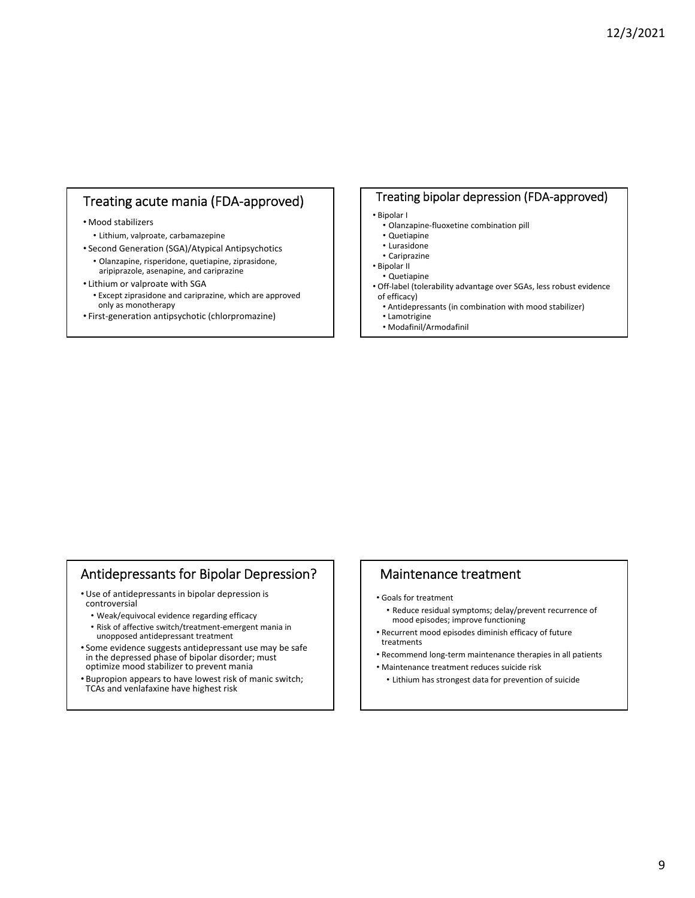## Treating acute mania (FDA-approved)

- Mood stabilizers
  - Lithium, valproate, carbamazepine
- Second Generation (SGA)/Atypical Antipsychotics
  - Olanzapine, risperidone, quetiapine, ziprasidone, aripiprazole, asenapine, and cariprazine
- Lithium or valproate with SGA
  - Except ziprasidone and cariprazine, which are approved only as monotherapy
- First-generation antipsychotic (chlorpromazine)

## Treating bipolar depression (FDA-approved)

- Bipolar I
  - Olanzapine-fluoxetine combination pill
  - Quetiapine
  - Lurasidone
  - Cariprazine
- Bipolar II
  - Quetiapine
- Off-label (tolerability advantage over SGAs, less robust evidence of efficacy)
  - Antidepressants (in combination with mood stabilizer)
  - Lamotrigine
  - Modafinil/Armodafinil

## Antidepressants for Bipolar Depression?

- Use of antidepressants in bipolar depression is controversial
  - Weak/equivocal evidence regarding efficacy
  - Risk of affective switch/treatment-emergent mania in unopposed antidepressant treatment
- Some evidence suggests antidepressant use may be safe in the depressed phase of bipolar disorder; must optimize mood stabilizer to prevent mania
- Bupropion appears to have lowest risk of manic switch; TCAs and venlafaxine have highest risk

## Maintenance treatment

- Goals for treatment
  - Reduce residual symptoms; delay/prevent recurrence of mood episodes; improve functioning
- Recurrent mood episodes diminish efficacy of future treatments
- Recommend long-term maintenance therapies in all patients
- Maintenance treatment reduces suicide risk
  - Lithium has strongest data for prevention of suicide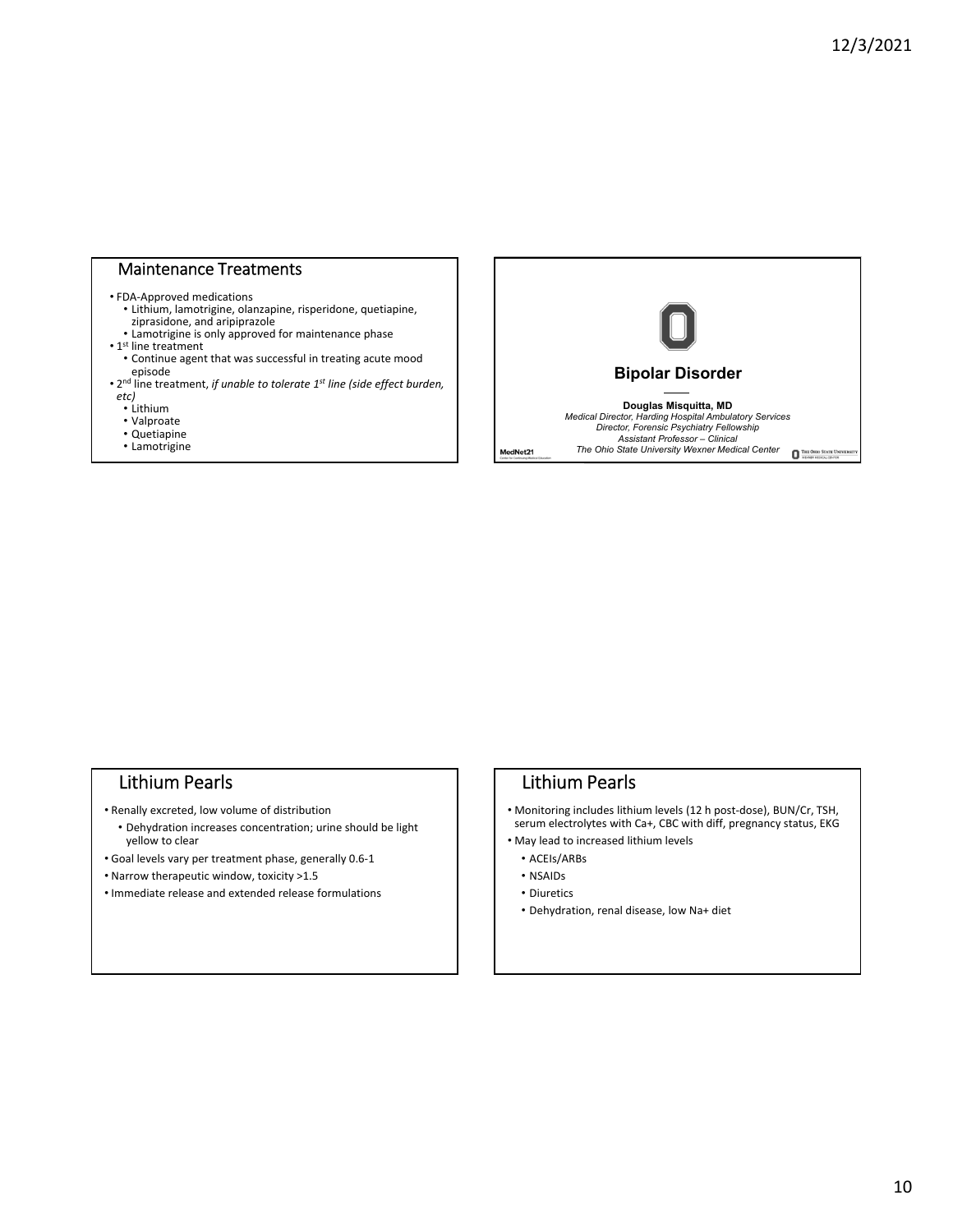## Maintenance Treatments

- FDA-Approved medications
  - Lithium, lamotrigine, olanzapine, risperidone, quetiapine, ziprasidone, and aripiprazole
  - Lamotrigine is only approved for maintenance phase
- 1st line treatment
  - Continue agent that was successful in treating acute mood episode
- 2nd line treatment, *if unable to tolerate 1st line (side effect burden, etc)*
  - Lithium
  - Valproate
  - Quetiapine
  - Lamotrigine

## Bipolar Disorder

**Douglas Misquitta, MD**
*Medical Director, Harding Hospital Ambulatory Services*
*Director, Forensic Psychiatry Fellowship*
*Assistant Professor – Clinical*
*The Ohio State University Wexner Medical Center*

MedNet21

The Ohio State University Wexner Medical Center

## Lithium Pearls

- Renally excreted, low volume of distribution
  - Dehydration increases concentration; urine should be light yellow to clear
- Goal levels vary per treatment phase, generally 0.6-1
- Narrow therapeutic window, toxicity >1.5
- Immediate release and extended release formulations

## Lithium Pearls

- Monitoring includes lithium levels (12 h post-dose), BUN/Cr, TSH, serum electrolytes with Ca+, CBC with diff, pregnancy status, EKG
- May lead to increased lithium levels
  - ACEIs/ARBs
  - NSAIDs
  - Diuretics
  - Dehydration, renal disease, low Na+ diet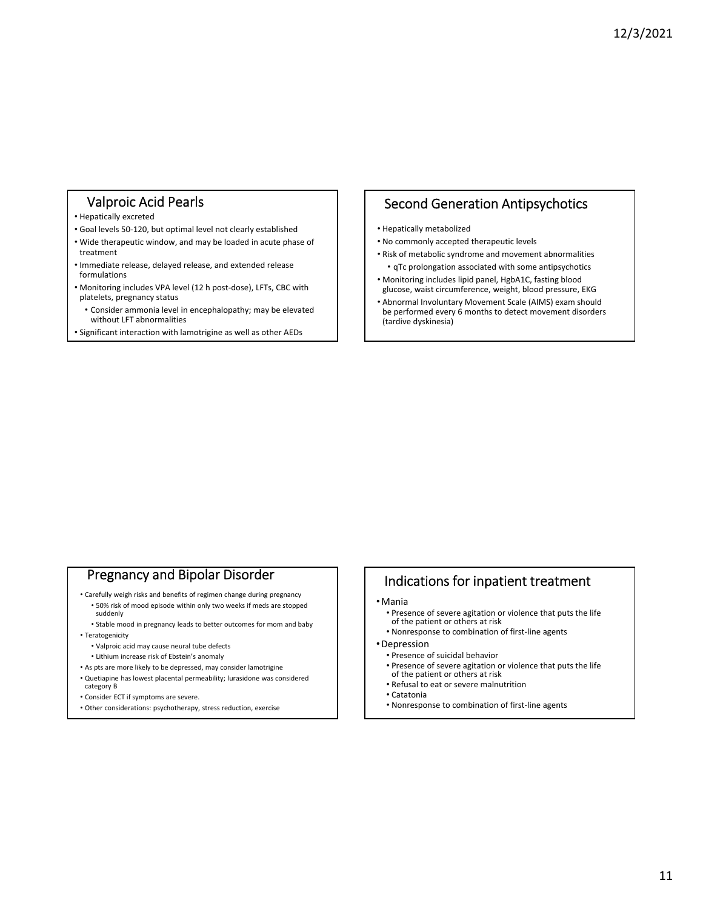## Valproic Acid Pearls

- Hepatically excreted
- Goal levels 50-120, but optimal level not clearly established
- Wide therapeutic window, and may be loaded in acute phase of treatment
- Immediate release, delayed release, and extended release formulations
- Monitoring includes VPA level (12 h post-dose), LFTs, CBC with platelets, pregnancy status
  - Consider ammonia level in encephalopathy; may be elevated without LFT abnormalities
- Significant interaction with lamotrigine as well as other AEDs

## Second Generation Antipsychotics

- Hepatically metabolized
- No commonly accepted therapeutic levels
- Risk of metabolic syndrome and movement abnormalities
  - qTc prolongation associated with some antipsychotics
- Monitoring includes lipid panel, HgbA1C, fasting blood glucose, waist circumference, weight, blood pressure, EKG
- Abnormal Involuntary Movement Scale (AIMS) exam should be performed every 6 months to detect movement disorders (tardive dyskinesia)

## Pregnancy and Bipolar Disorder

- Carefully weigh risks and benefits of regimen change during pregnancy
  - 50% risk of mood episode within only two weeks if meds are stopped suddenly
  - Stable mood in pregnancy leads to better outcomes for mom and baby
- Teratogenicity
  - Valproic acid may cause neural tube defects
  - Lithium increase risk of Ebstein's anomaly
- As pts are more likely to be depressed, may consider lamotrigine
- Quetiapine has lowest placental permeability; lurasidone was considered category B
- Consider ECT if symptoms are severe.
- Other considerations: psychotherapy, stress reduction, exercise

## Indications for inpatient treatment

- Mania
  - Presence of severe agitation or violence that puts the life of the patient or others at risk
  - Nonresponse to combination of first-line agents
- Depression
  - Presence of suicidal behavior
  - Presence of severe agitation or violence that puts the life of the patient or others at risk
  - Refusal to eat or severe malnutrition
  - Catatonia
  - Nonresponse to combination of first-line agents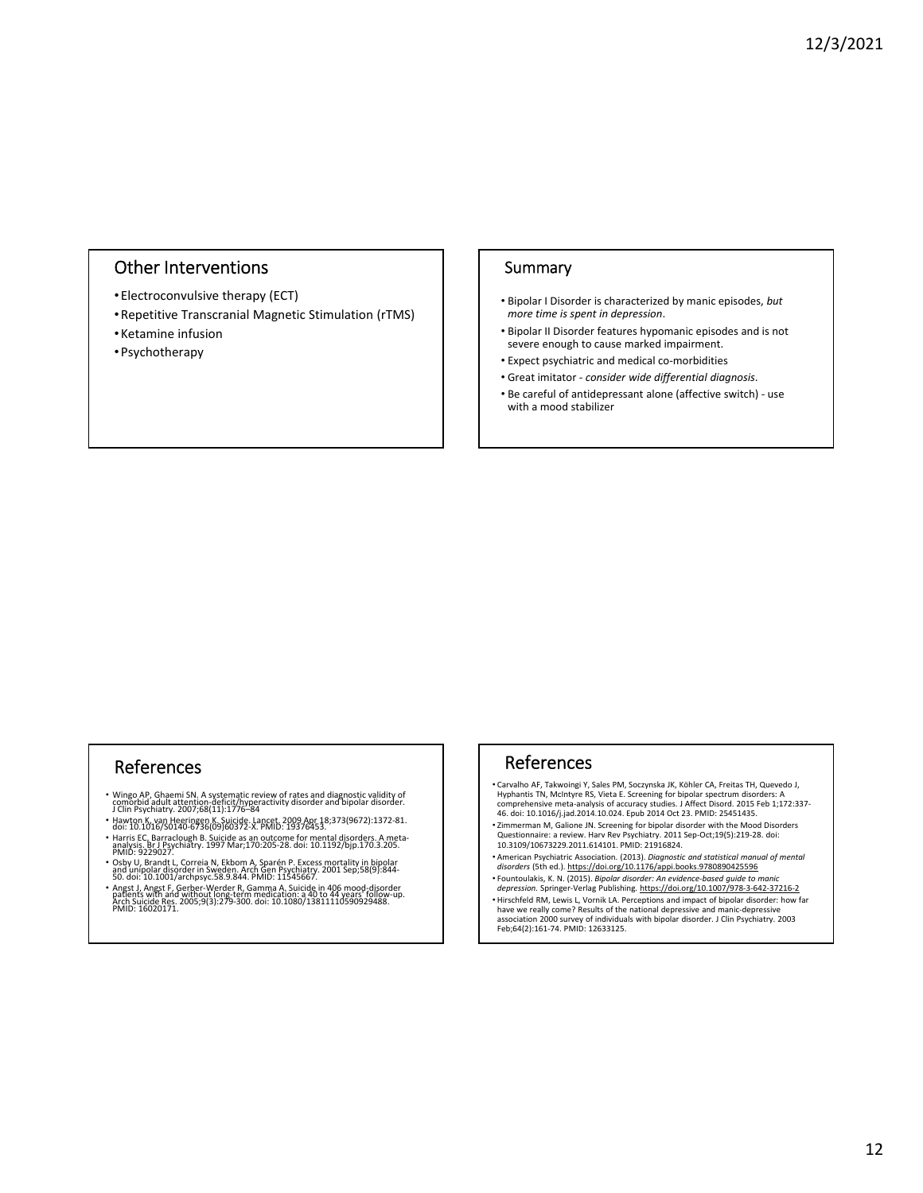## Other Interventions

- Electroconvulsive therapy (ECT)
- Repetitive Transcranial Magnetic Stimulation (rTMS)
- Ketamine infusion
- Psychotherapy

## Summary

- Bipolar I Disorder is characterized by manic episodes, *but more time is spent in depression*.
- Bipolar II Disorder features hypomanic episodes and is not severe enough to cause marked impairment.
- Expect psychiatric and medical co-morbidities
- Great imitator - *consider wide differential diagnosis*.
- Be careful of antidepressant alone (affective switch) - use with a mood stabilizer

## References

- Wingo AP, Ghaemi SN. A systematic review of rates and diagnostic validity of comorbid adult attention-deficit/hyperactivity disorder and bipolar disorder. J Clin Psychiatry. 2007;68(11):1776–84
- Hawton K, van Heeringen K. Suicide. Lancet. 2009 Apr 18;373(9672):1372-81. doi: 10.1016/S0140-6736(09)60372-X. PMID: 19376453.
- Harris EC, Barraclough B. Suicide as an outcome for mental disorders. A meta-analysis. Br J Psychiatry. 1997 Mar;170:205-28. doi: 10.1192/bjp.170.3.205. PMID: 9229027.
- Osby U, Brandt L, Correia N, Ekbom A, Sparén P. Excess mortality in bipolar and unipolar disorder in Sweden. Arch Gen Psychiatry. 2001 Sep;58(9):844-50. doi: 10.1001/archpsyc.58.9.844. PMID: 11545667.
- Angst J, Angst F, Gerber-Werder R, Gamma A. Suicide in 406 mood-disorder patients with and without long-term medication: a 40 to 44 years' follow-up. Arch Suicide Res. 2005;9(3):279-300. doi: 10.1080/13811110590929488. PMID: 16020171.

## References

- Carvalho AF, Takwoingi Y, Sales PM, Soczynska JK, Köhler CA, Freitas TH, Quevedo J, Hyphantis TN, McIntyre RS, Vieta E. Screening for bipolar spectrum disorders: A comprehensive meta-analysis of accuracy studies. J Affect Disord. 2015 Feb 1;172:337-46. doi: 10.1016/j.jad.2014.10.024. Epub 2014 Oct 23. PMID: 25451435.
- Zimmerman M, Galione JN. Screening for bipolar disorder with the Mood Disorders Questionnaire: a review. Harv Rev Psychiatry. 2011 Sep-Oct;19(5):219-28. doi: 10.3109/10673229.2011.614101. PMID: 21916824.
- American Psychiatric Association. (2013). *Diagnostic and statistical manual of mental disorders* (5th ed.). https://doi.org/10.1176/appi.books.9780890425596
- Fountoulakis, K. N. (2015). *Bipolar disorder: An evidence-based guide to manic depression.* Springer-Verlag Publishing. https://doi.org/10.1007/978-3-642-37216-2
- Hirschfeld RM, Lewis L, Vornik LA. Perceptions and impact of bipolar disorder: how far have we really come? Results of the national depressive and manic-depressive association 2000 survey of individuals with bipolar disorder. J Clin Psychiatry. 2003 Feb;64(2):161-74. PMID: 12633125.